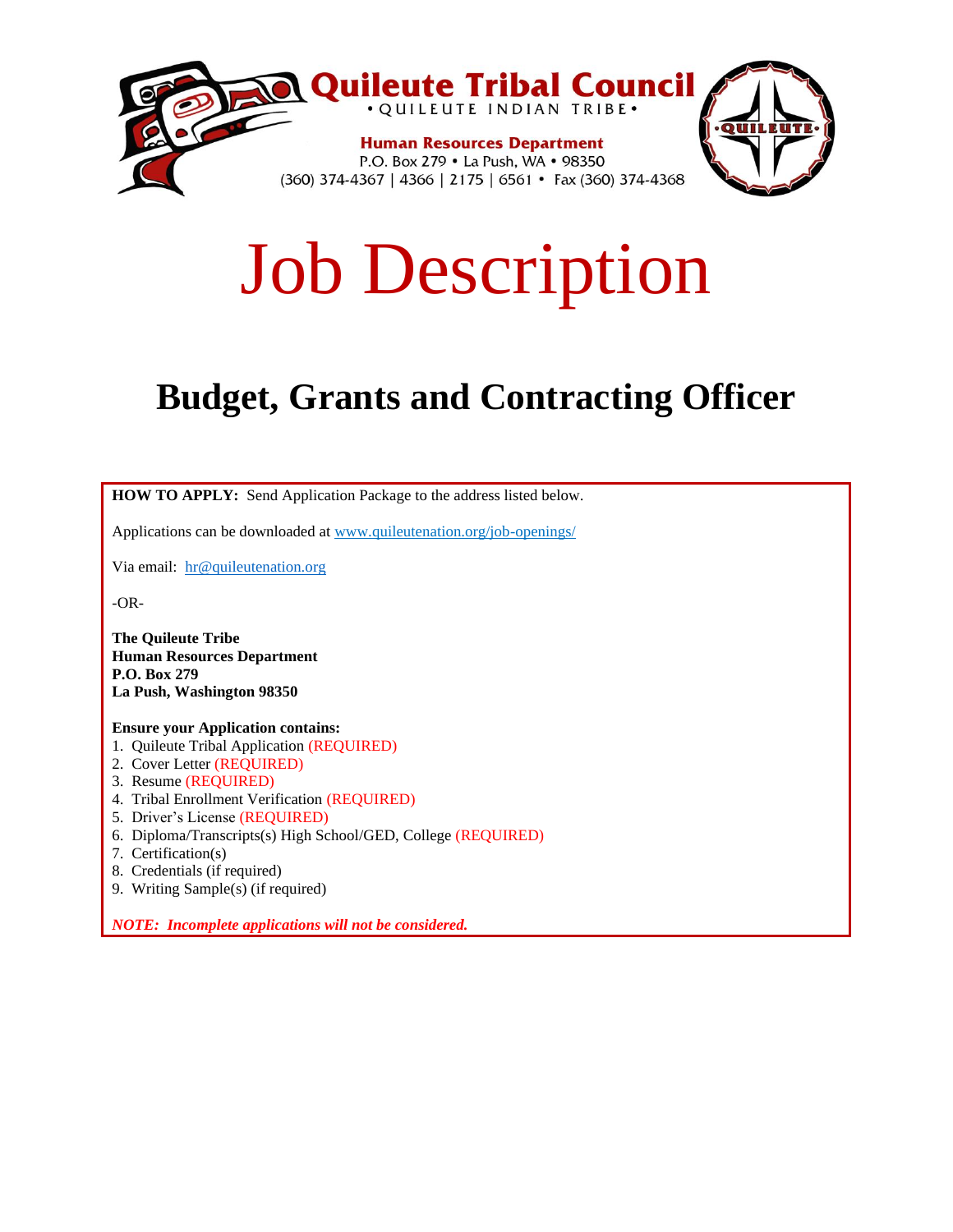**Quileute Tribal Council**
• QUILEUTE INDIAN TRIBE •

**Human Resources Department**
P.O. Box 279 • La Push, WA • 98350
(360) 374-4367 | 4366 | 2175 | 6561 • Fax (360) 374-4368

# Job Description

## Budget, Grants and Contracting Officer

**HOW TO APPLY:** Send Application Package to the address listed below.

Applications can be downloaded at www.quileutenation.org/job-openings/

Via email: hr@quileutenation.org

-OR-

**The Quileute Tribe**
**Human Resources Department**
**P.O. Box 279**
**La Push, Washington 98350**

**Ensure your Application contains:**

1. Quileute Tribal Application (REQUIRED)
2. Cover Letter (REQUIRED)
3. Resume (REQUIRED)
4. Tribal Enrollment Verification (REQUIRED)
5. Driver's License (REQUIRED)
6. Diploma/Transcripts(s) High School/GED, College (REQUIRED)
7. Certification(s)
8. Credentials (if required)
9. Writing Sample(s) (if required)

***NOTE: Incomplete applications will not be considered.***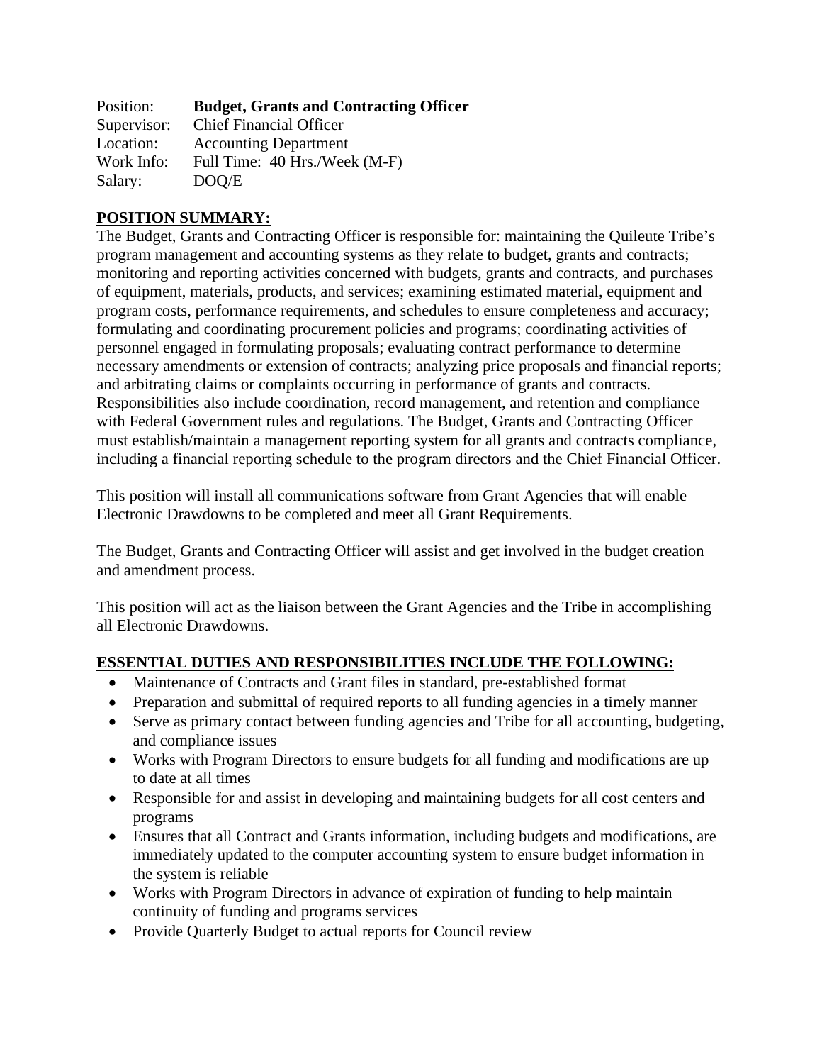Position: **Budget, Grants and Contracting Officer**
Supervisor: Chief Financial Officer
Location: Accounting Department
Work Info: Full Time: 40 Hrs./Week (M-F)
Salary: DOQ/E

**POSITION SUMMARY:**

The Budget, Grants and Contracting Officer is responsible for: maintaining the Quileute Tribe's program management and accounting systems as they relate to budget, grants and contracts; monitoring and reporting activities concerned with budgets, grants and contracts, and purchases of equipment, materials, products, and services; examining estimated material, equipment and program costs, performance requirements, and schedules to ensure completeness and accuracy; formulating and coordinating procurement policies and programs; coordinating activities of personnel engaged in formulating proposals; evaluating contract performance to determine necessary amendments or extension of contracts; analyzing price proposals and financial reports; and arbitrating claims or complaints occurring in performance of grants and contracts. Responsibilities also include coordination, record management, and retention and compliance with Federal Government rules and regulations. The Budget, Grants and Contracting Officer must establish/maintain a management reporting system for all grants and contracts compliance, including a financial reporting schedule to the program directors and the Chief Financial Officer.

This position will install all communications software from Grant Agencies that will enable Electronic Drawdowns to be completed and meet all Grant Requirements.

The Budget, Grants and Contracting Officer will assist and get involved in the budget creation and amendment process.

This position will act as the liaison between the Grant Agencies and the Tribe in accomplishing all Electronic Drawdowns.

**ESSENTIAL DUTIES AND RESPONSIBILITIES INCLUDE THE FOLLOWING:**

- Maintenance of Contracts and Grant files in standard, pre-established format
- Preparation and submittal of required reports to all funding agencies in a timely manner
- Serve as primary contact between funding agencies and Tribe for all accounting, budgeting, and compliance issues
- Works with Program Directors to ensure budgets for all funding and modifications are up to date at all times
- Responsible for and assist in developing and maintaining budgets for all cost centers and programs
- Ensures that all Contract and Grants information, including budgets and modifications, are immediately updated to the computer accounting system to ensure budget information in the system is reliable
- Works with Program Directors in advance of expiration of funding to help maintain continuity of funding and programs services
- Provide Quarterly Budget to actual reports for Council review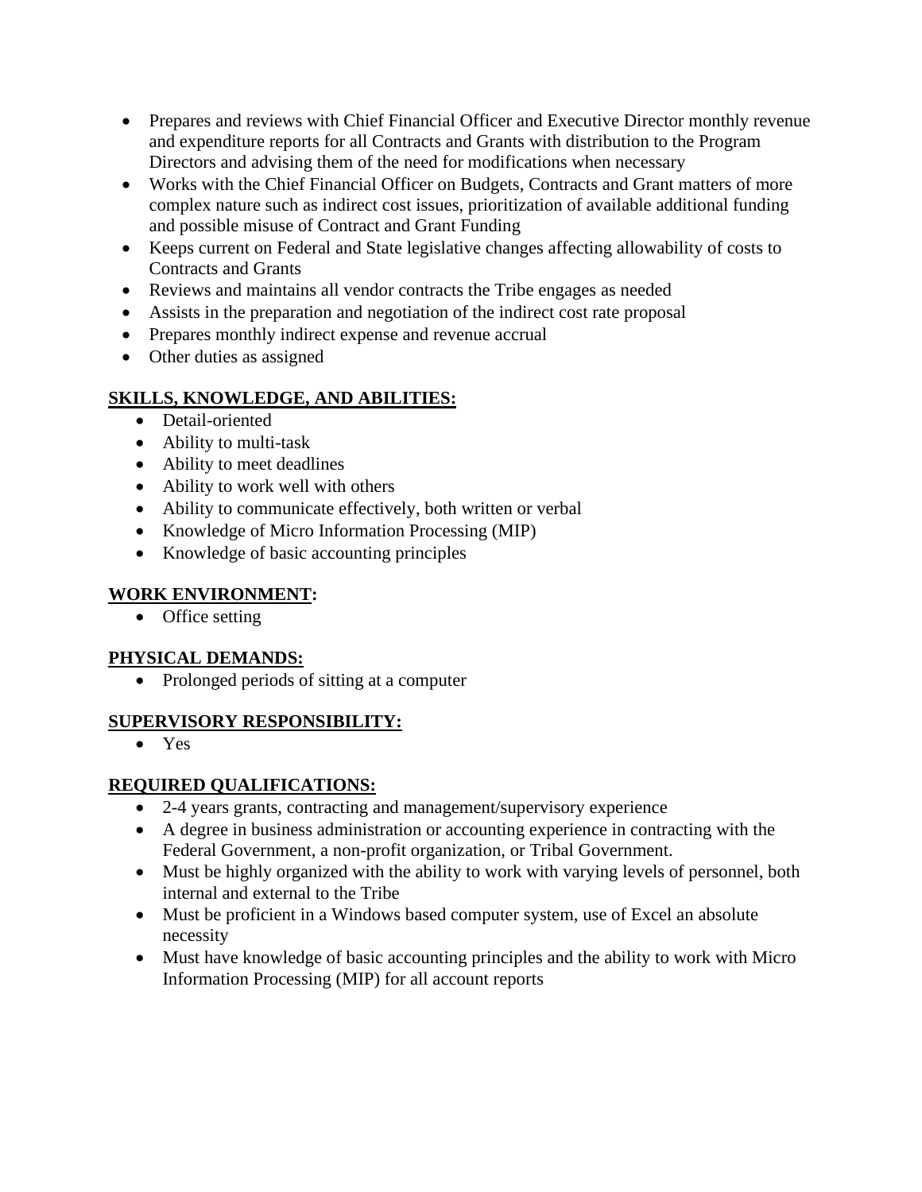- Prepares and reviews with Chief Financial Officer and Executive Director monthly revenue and expenditure reports for all Contracts and Grants with distribution to the Program Directors and advising them of the need for modifications when necessary
- Works with the Chief Financial Officer on Budgets, Contracts and Grant matters of more complex nature such as indirect cost issues, prioritization of available additional funding and possible misuse of Contract and Grant Funding
- Keeps current on Federal and State legislative changes affecting allowability of costs to Contracts and Grants
- Reviews and maintains all vendor contracts the Tribe engages as needed
- Assists in the preparation and negotiation of the indirect cost rate proposal
- Prepares monthly indirect expense and revenue accrual
- Other duties as assigned

**SKILLS, KNOWLEDGE, AND ABILITIES:**

- Detail-oriented
- Ability to multi-task
- Ability to meet deadlines
- Ability to work well with others
- Ability to communicate effectively, both written or verbal
- Knowledge of Micro Information Processing (MIP)
- Knowledge of basic accounting principles

**WORK ENVIRONMENT:**

- Office setting

**PHYSICAL DEMANDS:**

- Prolonged periods of sitting at a computer

**SUPERVISORY RESPONSIBILITY:**

- Yes

**REQUIRED QUALIFICATIONS:**

- 2-4 years grants, contracting and management/supervisory experience
- A degree in business administration or accounting experience in contracting with the Federal Government, a non-profit organization, or Tribal Government.
- Must be highly organized with the ability to work with varying levels of personnel, both internal and external to the Tribe
- Must be proficient in a Windows based computer system, use of Excel an absolute necessity
- Must have knowledge of basic accounting principles and the ability to work with Micro Information Processing (MIP) for all account reports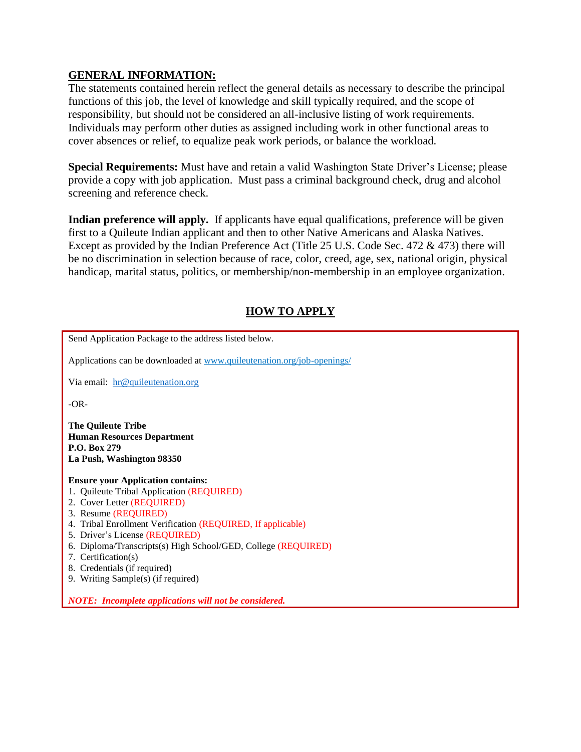## GENERAL INFORMATION:

The statements contained herein reflect the general details as necessary to describe the principal functions of this job, the level of knowledge and skill typically required, and the scope of responsibility, but should not be considered an all-inclusive listing of work requirements. Individuals may perform other duties as assigned including work in other functional areas to cover absences or relief, to equalize peak work periods, or balance the workload.

**Special Requirements:** Must have and retain a valid Washington State Driver's License; please provide a copy with job application. Must pass a criminal background check, drug and alcohol screening and reference check.

**Indian preference will apply.** If applicants have equal qualifications, preference will be given first to a Quileute Indian applicant and then to other Native Americans and Alaska Natives. Except as provided by the Indian Preference Act (Title 25 U.S. Code Sec. 472 & 473) there will be no discrimination in selection because of race, color, creed, age, sex, national origin, physical handicap, marital status, politics, or membership/non-membership in an employee organization.

## HOW TO APPLY

Send Application Package to the address listed below.

Applications can be downloaded at www.quileutenation.org/job-openings/

Via email: hr@quileutenation.org

-OR-

**The Quileute Tribe**
**Human Resources Department**
**P.O. Box 279**
**La Push, Washington 98350**

**Ensure your Application contains:**

1. Quileute Tribal Application (REQUIRED)
2. Cover Letter (REQUIRED)
3. Resume (REQUIRED)
4. Tribal Enrollment Verification (REQUIRED, If applicable)
5. Driver's License (REQUIRED)
6. Diploma/Transcripts(s) High School/GED, College (REQUIRED)
7. Certification(s)
8. Credentials (if required)
9. Writing Sample(s) (if required)

***NOTE: Incomplete applications will not be considered.***